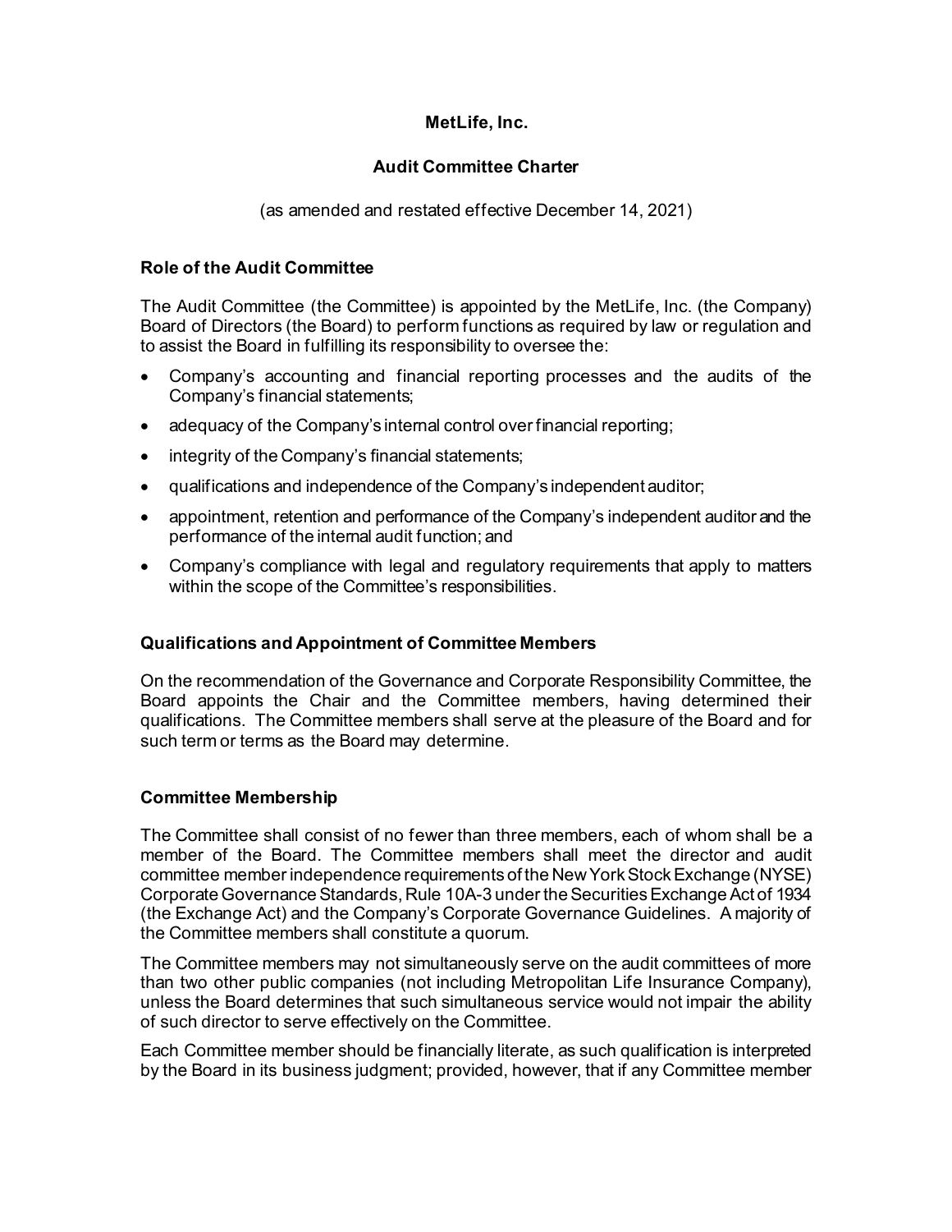# MetLife, Inc.

## Audit Committee Charter

(as amended and restated effective December 14, 2021)

### Role of the Audit Committee

The Audit Committee (the Committee) is appointed by the MetLife, Inc. (the Company) Board of Directors (the Board) to perform functions as required by law or regulation and to assist the Board in fulfilling its responsibility to oversee the:

- Company's accounting and financial reporting processes and the audits of the Company's financial statements;
- adequacy of the Company's internal control over financial reporting;
- integrity of the Company's financial statements;
- qualifications and independence of the Company's independent auditor;
- appointment, retention and performance of the Company's independent auditor and the performance of the internal audit function; and
- Company's compliance with legal and regulatory requirements that apply to matters within the scope of the Committee's responsibilities.

### Qualifications and Appointment of Committee Members

On the recommendation of the Governance and Corporate Responsibility Committee, the Board appoints the Chair and the Committee members, having determined their qualifications. The Committee members shall serve at the pleasure of the Board and for such term or terms as the Board may determine.

### Committee Membership

The Committee shall consist of no fewer than three members, each of whom shall be a member of the Board. The Committee members shall meet the director and audit committee member independence requirements of the New York Stock Exchange (NYSE) Corporate Governance Standards, Rule 10A-3 under the Securities Exchange Act of 1934 (the Exchange Act) and the Company's Corporate Governance Guidelines. A majority of the Committee members shall constitute a quorum.

The Committee members may not simultaneously serve on the audit committees of more than two other public companies (not including Metropolitan Life Insurance Company), unless the Board determines that such simultaneous service would not impair the ability of such director to serve effectively on the Committee.

Each Committee member should be financially literate, as such qualification is interpreted by the Board in its business judgment; provided, however, that if any Committee member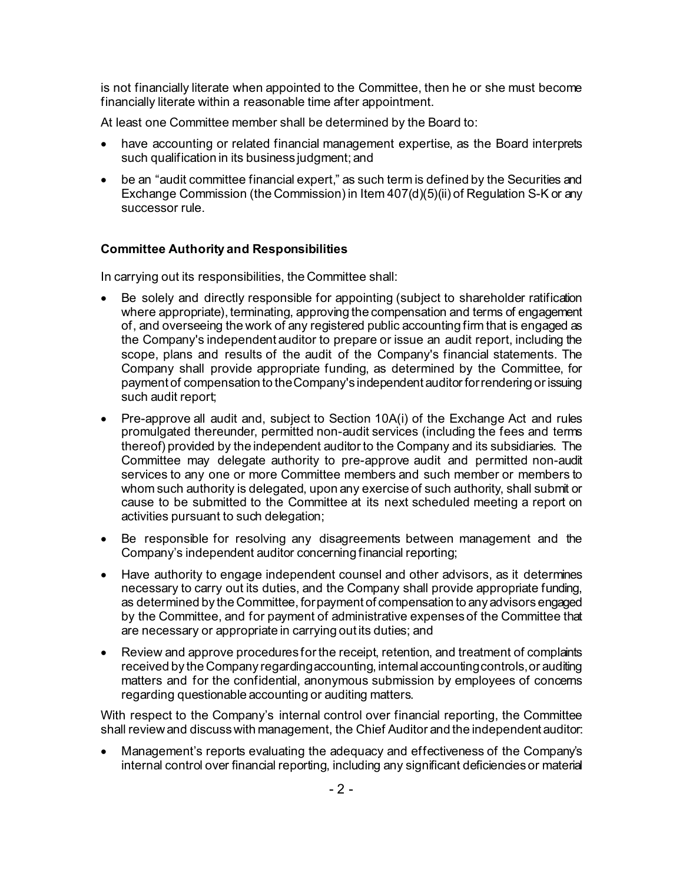is not financially literate when appointed to the Committee, then he or she must become financially literate within a reasonable time after appointment.

At least one Committee member shall be determined by the Board to:

- have accounting or related financial management expertise, as the Board interprets such qualification in its business judgment; and
- be an "audit committee financial expert," as such term is defined by the Securities and Exchange Commission (the Commission) in Item 407(d)(5)(ii) of Regulation S-K or any successor rule.

**Committee Authority and Responsibilities**

In carrying out its responsibilities, the Committee shall:

- Be solely and directly responsible for appointing (subject to shareholder ratification where appropriate), terminating, approving the compensation and terms of engagement of, and overseeing the work of any registered public accounting firm that is engaged as the Company's independent auditor to prepare or issue an audit report, including the scope, plans and results of the audit of the Company's financial statements. The Company shall provide appropriate funding, as determined by the Committee, for payment of compensation to the Company's independent auditor for rendering or issuing such audit report;
- Pre-approve all audit and, subject to Section 10A(i) of the Exchange Act and rules promulgated thereunder, permitted non-audit services (including the fees and terms thereof) provided by the independent auditor to the Company and its subsidiaries. The Committee may delegate authority to pre-approve audit and permitted non-audit services to any one or more Committee members and such member or members to whom such authority is delegated, upon any exercise of such authority, shall submit or cause to be submitted to the Committee at its next scheduled meeting a report on activities pursuant to such delegation;
- Be responsible for resolving any disagreements between management and the Company's independent auditor concerning financial reporting;
- Have authority to engage independent counsel and other advisors, as it determines necessary to carry out its duties, and the Company shall provide appropriate funding, as determined by the Committee, for payment of compensation to any advisors engaged by the Committee, and for payment of administrative expenses of the Committee that are necessary or appropriate in carrying out its duties; and
- Review and approve procedures for the receipt, retention, and treatment of complaints received by the Company regarding accounting, internal accounting controls, or auditing matters and for the confidential, anonymous submission by employees of concerns regarding questionable accounting or auditing matters.

With respect to the Company's internal control over financial reporting, the Committee shall review and discuss with management, the Chief Auditor and the independent auditor:

- Management's reports evaluating the adequacy and effectiveness of the Company's internal control over financial reporting, including any significant deficiencies or material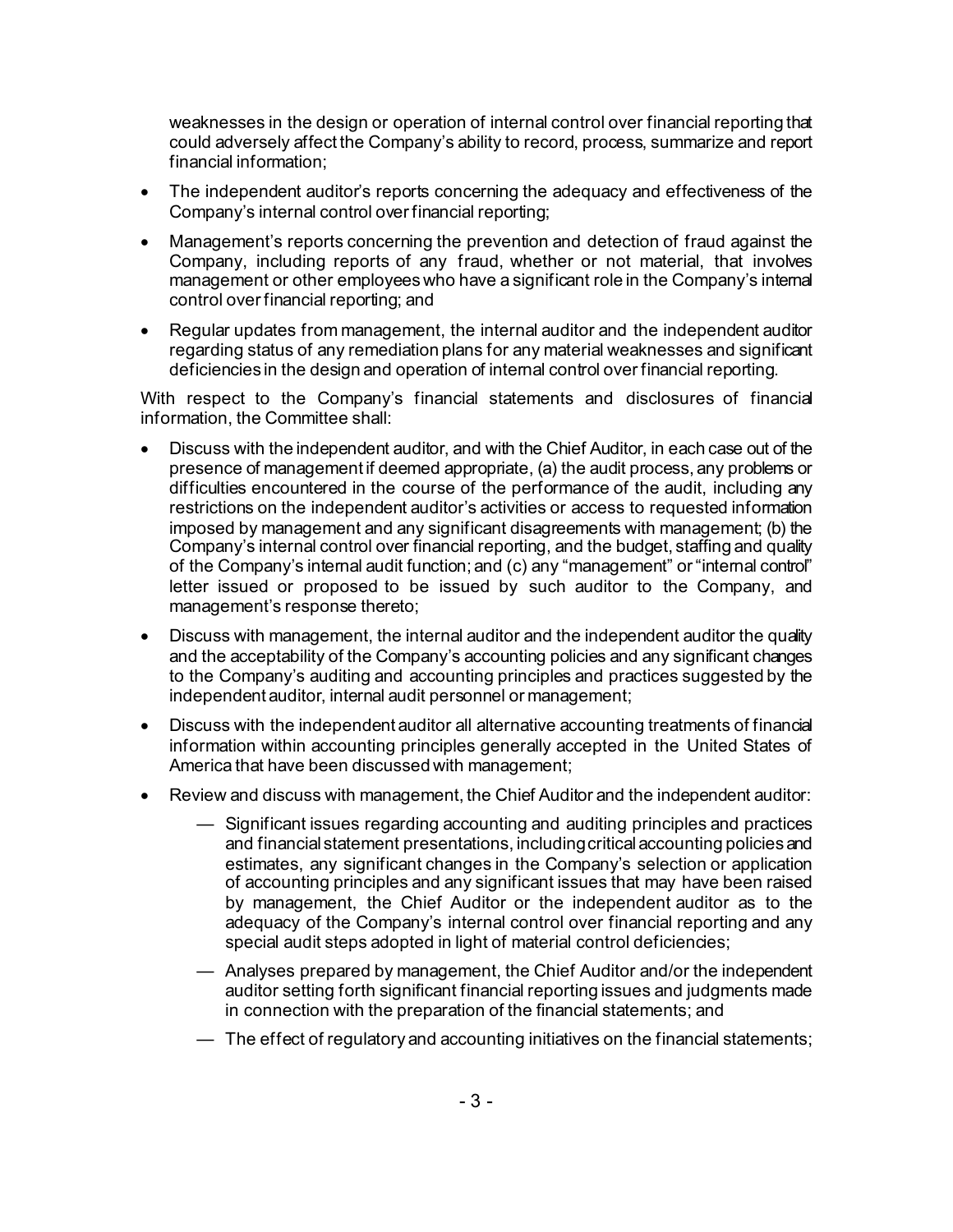weaknesses in the design or operation of internal control over financial reporting that could adversely affect the Company's ability to record, process, summarize and report financial information;

- The independent auditor's reports concerning the adequacy and effectiveness of the Company's internal control over financial reporting;
- Management's reports concerning the prevention and detection of fraud against the Company, including reports of any fraud, whether or not material, that involves management or other employees who have a significant role in the Company's internal control over financial reporting; and
- Regular updates from management, the internal auditor and the independent auditor regarding status of any remediation plans for any material weaknesses and significant deficiencies in the design and operation of internal control over financial reporting.

With respect to the Company's financial statements and disclosures of financial information, the Committee shall:

- Discuss with the independent auditor, and with the Chief Auditor, in each case out of the presence of management if deemed appropriate, (a) the audit process, any problems or difficulties encountered in the course of the performance of the audit, including any restrictions on the independent auditor's activities or access to requested information imposed by management and any significant disagreements with management; (b) the Company's internal control over financial reporting, and the budget, staffing and quality of the Company's internal audit function; and (c) any "management" or "internal control" letter issued or proposed to be issued by such auditor to the Company, and management's response thereto;
- Discuss with management, the internal auditor and the independent auditor the quality and the acceptability of the Company's accounting policies and any significant changes to the Company's auditing and accounting principles and practices suggested by the independent auditor, internal audit personnel or management;
- Discuss with the independent auditor all alternative accounting treatments of financial information within accounting principles generally accepted in the United States of America that have been discussed with management;
- Review and discuss with management, the Chief Auditor and the independent auditor:
  - — Significant issues regarding accounting and auditing principles and practices and financial statement presentations, including critical accounting policies and estimates, any significant changes in the Company's selection or application of accounting principles and any significant issues that may have been raised by management, the Chief Auditor or the independent auditor as to the adequacy of the Company's internal control over financial reporting and any special audit steps adopted in light of material control deficiencies;
  - — Analyses prepared by management, the Chief Auditor and/or the independent auditor setting forth significant financial reporting issues and judgments made in connection with the preparation of the financial statements; and
  - — The effect of regulatory and accounting initiatives on the financial statements;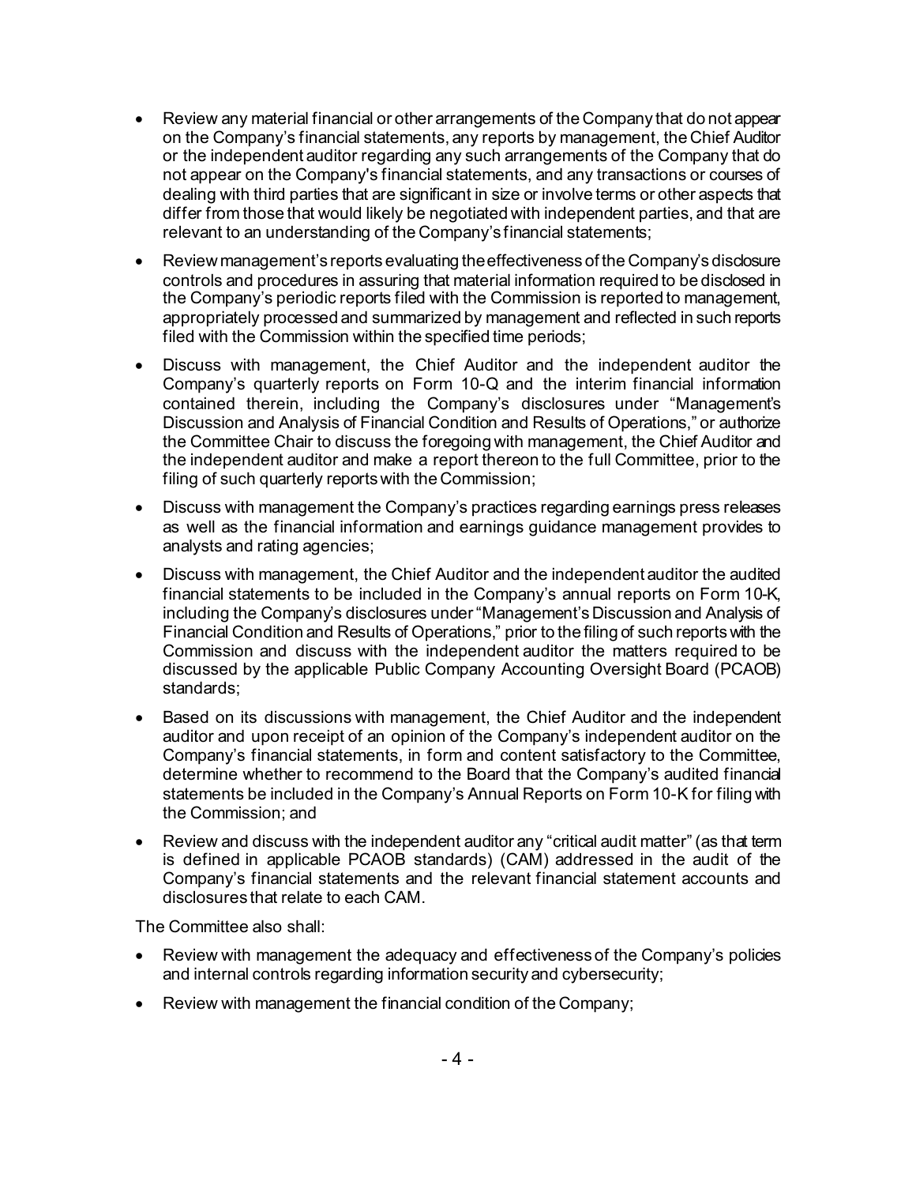- Review any material financial or other arrangements of the Company that do not appear on the Company's financial statements, any reports by management, the Chief Auditor or the independent auditor regarding any such arrangements of the Company that do not appear on the Company's financial statements, and any transactions or courses of dealing with third parties that are significant in size or involve terms or other aspects that differ from those that would likely be negotiated with independent parties, and that are relevant to an understanding of the Company's financial statements;
- Review management's reports evaluating the effectiveness of the Company's disclosure controls and procedures in assuring that material information required to be disclosed in the Company's periodic reports filed with the Commission is reported to management, appropriately processed and summarized by management and reflected in such reports filed with the Commission within the specified time periods;
- Discuss with management, the Chief Auditor and the independent auditor the Company's quarterly reports on Form 10-Q and the interim financial information contained therein, including the Company's disclosures under "Management's Discussion and Analysis of Financial Condition and Results of Operations," or authorize the Committee Chair to discuss the foregoing with management, the Chief Auditor and the independent auditor and make a report thereon to the full Committee, prior to the filing of such quarterly reports with the Commission;
- Discuss with management the Company's practices regarding earnings press releases as well as the financial information and earnings guidance management provides to analysts and rating agencies;
- Discuss with management, the Chief Auditor and the independent auditor the audited financial statements to be included in the Company's annual reports on Form 10-K, including the Company's disclosures under "Management's Discussion and Analysis of Financial Condition and Results of Operations," prior to the filing of such reports with the Commission and discuss with the independent auditor the matters required to be discussed by the applicable Public Company Accounting Oversight Board (PCAOB) standards;
- Based on its discussions with management, the Chief Auditor and the independent auditor and upon receipt of an opinion of the Company's independent auditor on the Company's financial statements, in form and content satisfactory to the Committee, determine whether to recommend to the Board that the Company's audited financial statements be included in the Company's Annual Reports on Form 10-K for filing with the Commission; and
- Review and discuss with the independent auditor any "critical audit matter" (as that term is defined in applicable PCAOB standards) (CAM) addressed in the audit of the Company's financial statements and the relevant financial statement accounts and disclosures that relate to each CAM.

The Committee also shall:

- Review with management the adequacy and effectiveness of the Company's policies and internal controls regarding information security and cybersecurity;
- Review with management the financial condition of the Company;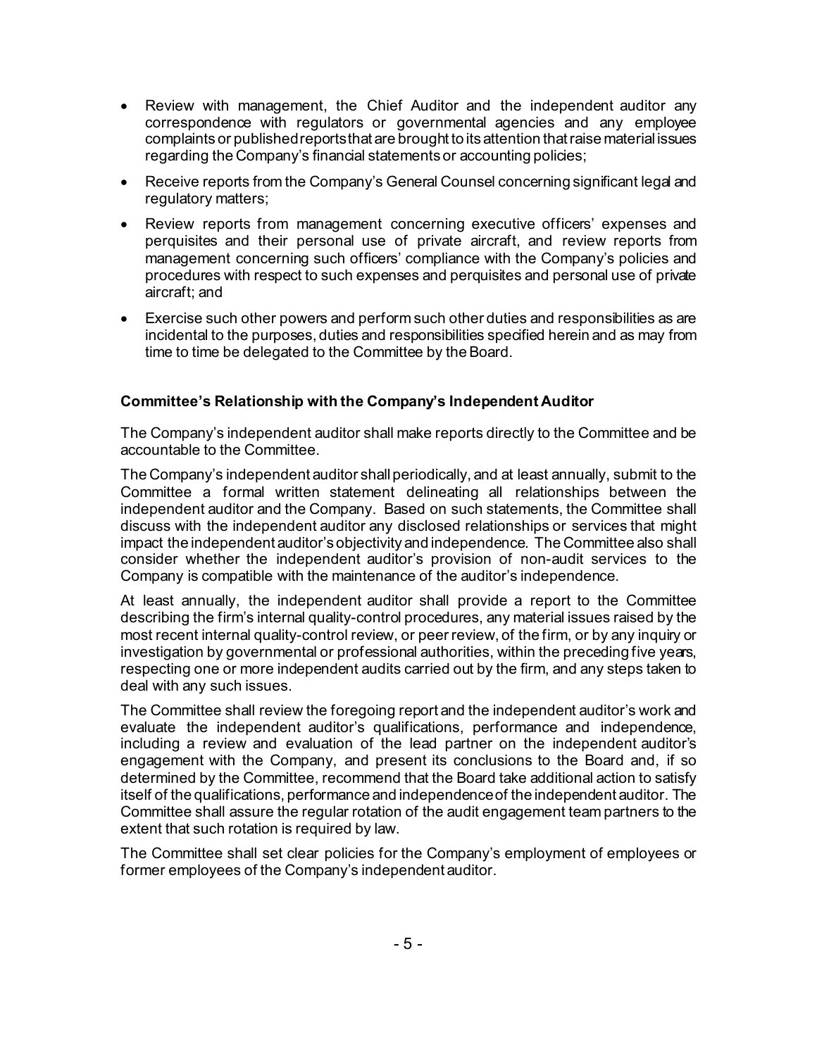- Review with management, the Chief Auditor and the independent auditor any correspondence with regulators or governmental agencies and any employee complaints or published reports that are brought to its attention that raise material issues regarding the Company's financial statements or accounting policies;
- Receive reports from the Company's General Counsel concerning significant legal and regulatory matters;
- Review reports from management concerning executive officers' expenses and perquisites and their personal use of private aircraft, and review reports from management concerning such officers' compliance with the Company's policies and procedures with respect to such expenses and perquisites and personal use of private aircraft; and
- Exercise such other powers and perform such other duties and responsibilities as are incidental to the purposes, duties and responsibilities specified herein and as may from time to time be delegated to the Committee by the Board.

**Committee's Relationship with the Company's Independent Auditor**

The Company's independent auditor shall make reports directly to the Committee and be accountable to the Committee.

The Company's independent auditor shall periodically, and at least annually, submit to the Committee a formal written statement delineating all relationships between the independent auditor and the Company. Based on such statements, the Committee shall discuss with the independent auditor any disclosed relationships or services that might impact the independent auditor's objectivity and independence. The Committee also shall consider whether the independent auditor's provision of non-audit services to the Company is compatible with the maintenance of the auditor's independence.

At least annually, the independent auditor shall provide a report to the Committee describing the firm's internal quality-control procedures, any material issues raised by the most recent internal quality-control review, or peer review, of the firm, or by any inquiry or investigation by governmental or professional authorities, within the preceding five years, respecting one or more independent audits carried out by the firm, and any steps taken to deal with any such issues.

The Committee shall review the foregoing report and the independent auditor's work and evaluate the independent auditor's qualifications, performance and independence, including a review and evaluation of the lead partner on the independent auditor's engagement with the Company, and present its conclusions to the Board and, if so determined by the Committee, recommend that the Board take additional action to satisfy itself of the qualifications, performance and independence of the independent auditor. The Committee shall assure the regular rotation of the audit engagement team partners to the extent that such rotation is required by law.

The Committee shall set clear policies for the Company's employment of employees or former employees of the Company's independent auditor.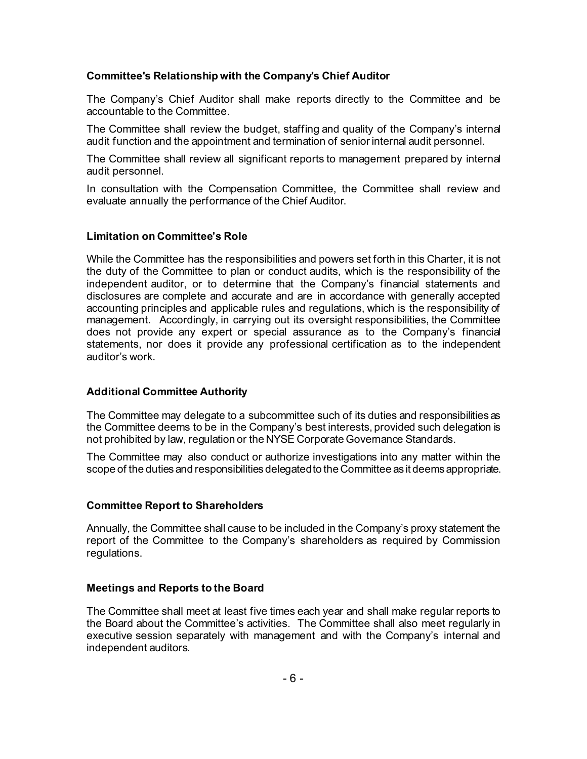### Committee's Relationship with the Company's Chief Auditor

The Company's Chief Auditor shall make reports directly to the Committee and be accountable to the Committee.

The Committee shall review the budget, staffing and quality of the Company's internal audit function and the appointment and termination of senior internal audit personnel.

The Committee shall review all significant reports to management prepared by internal audit personnel.

In consultation with the Compensation Committee, the Committee shall review and evaluate annually the performance of the Chief Auditor.

### Limitation on Committee's Role

While the Committee has the responsibilities and powers set forth in this Charter, it is not the duty of the Committee to plan or conduct audits, which is the responsibility of the independent auditor, or to determine that the Company's financial statements and disclosures are complete and accurate and are in accordance with generally accepted accounting principles and applicable rules and regulations, which is the responsibility of management. Accordingly, in carrying out its oversight responsibilities, the Committee does not provide any expert or special assurance as to the Company's financial statements, nor does it provide any professional certification as to the independent auditor's work.

### Additional Committee Authority

The Committee may delegate to a subcommittee such of its duties and responsibilities as the Committee deems to be in the Company's best interests, provided such delegation is not prohibited by law, regulation or the NYSE Corporate Governance Standards.

The Committee may also conduct or authorize investigations into any matter within the scope of the duties and responsibilities delegated to the Committee as it deems appropriate.

### Committee Report to Shareholders

Annually, the Committee shall cause to be included in the Company's proxy statement the report of the Committee to the Company's shareholders as required by Commission regulations.

### Meetings and Reports to the Board

The Committee shall meet at least five times each year and shall make regular reports to the Board about the Committee's activities. The Committee shall also meet regularly in executive session separately with management and with the Company's internal and independent auditors.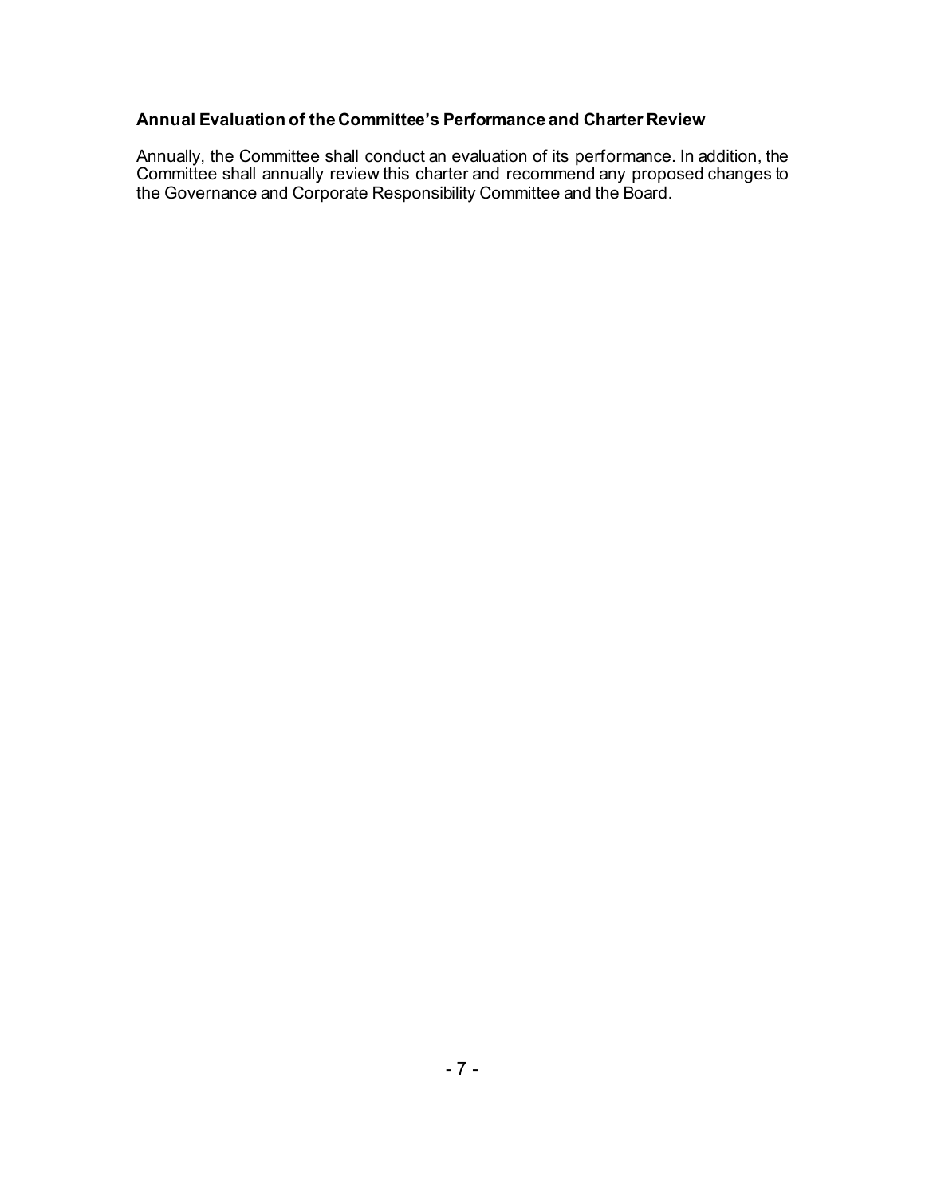**Annual Evaluation of the Committee's Performance and Charter Review**

Annually, the Committee shall conduct an evaluation of its performance. In addition, the Committee shall annually review this charter and recommend any proposed changes to the Governance and Corporate Responsibility Committee and the Board.